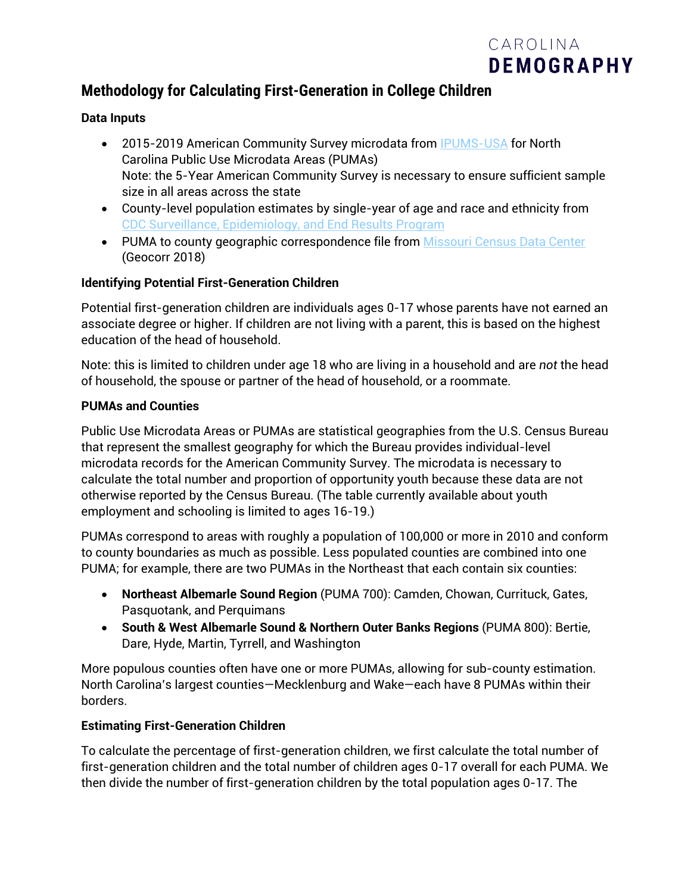CAROLINA **DEMOGRAPHY**

# Methodology for Calculating First-Generation in College Children

### Data Inputs

- 2015-2019 American Community Survey microdata from IPUMS-USA for North Carolina Public Use Microdata Areas (PUMAs)
  Note: the 5-Year American Community Survey is necessary to ensure sufficient sample size in all areas across the state
- County-level population estimates by single-year of age and race and ethnicity from CDC Surveillance, Epidemiology, and End Results Program
- PUMA to county geographic correspondence file from Missouri Census Data Center (Geocorr 2018)

### Identifying Potential First-Generation Children

Potential first-generation children are individuals ages 0-17 whose parents have not earned an associate degree or higher. If children are not living with a parent, this is based on the highest education of the head of household.

Note: this is limited to children under age 18 who are living in a household and are *not* the head of household, the spouse or partner of the head of household, or a roommate.

### PUMAs and Counties

Public Use Microdata Areas or PUMAs are statistical geographies from the U.S. Census Bureau that represent the smallest geography for which the Bureau provides individual-level microdata records for the American Community Survey. The microdata is necessary to calculate the total number and proportion of opportunity youth because these data are not otherwise reported by the Census Bureau. (The table currently available about youth employment and schooling is limited to ages 16-19.)

PUMAs correspond to areas with roughly a population of 100,000 or more in 2010 and conform to county boundaries as much as possible. Less populated counties are combined into one PUMA; for example, there are two PUMAs in the Northeast that each contain six counties:

- **Northeast Albemarle Sound Region** (PUMA 700): Camden, Chowan, Currituck, Gates, Pasquotank, and Perquimans
- **South & West Albemarle Sound & Northern Outer Banks Regions** (PUMA 800): Bertie, Dare, Hyde, Martin, Tyrrell, and Washington

More populous counties often have one or more PUMAs, allowing for sub-county estimation. North Carolina's largest counties—Mecklenburg and Wake—each have 8 PUMAs within their borders.

### Estimating First-Generation Children

To calculate the percentage of first-generation children, we first calculate the total number of first-generation children and the total number of children ages 0-17 overall for each PUMA. We then divide the number of first-generation children by the total population ages 0-17. The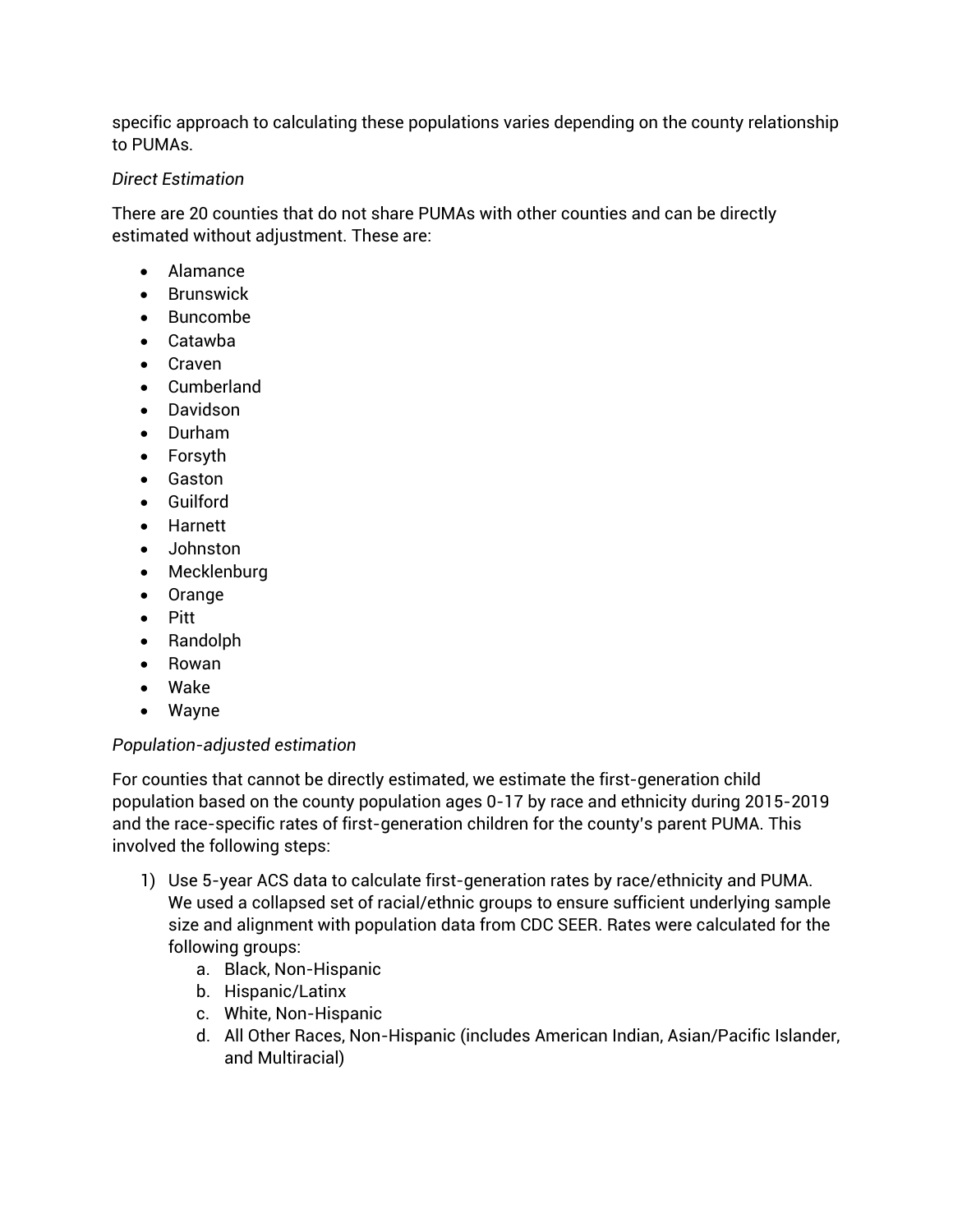specific approach to calculating these populations varies depending on the county relationship to PUMAs.

*Direct Estimation*

There are 20 counties that do not share PUMAs with other counties and can be directly estimated without adjustment. These are:

- Alamance
- Brunswick
- Buncombe
- Catawba
- Craven
- Cumberland
- Davidson
- Durham
- Forsyth
- Gaston
- Guilford
- Harnett
- Johnston
- Mecklenburg
- Orange
- Pitt
- Randolph
- Rowan
- Wake
- Wayne

*Population-adjusted estimation*

For counties that cannot be directly estimated, we estimate the first-generation child population based on the county population ages 0-17 by race and ethnicity during 2015-2019 and the race-specific rates of first-generation children for the county's parent PUMA. This involved the following steps:

1) Use 5-year ACS data to calculate first-generation rates by race/ethnicity and PUMA. We used a collapsed set of racial/ethnic groups to ensure sufficient underlying sample size and alignment with population data from CDC SEER. Rates were calculated for the following groups:
    a. Black, Non-Hispanic
    b. Hispanic/Latinx
    c. White, Non-Hispanic
    d. All Other Races, Non-Hispanic (includes American Indian, Asian/Pacific Islander, and Multiracial)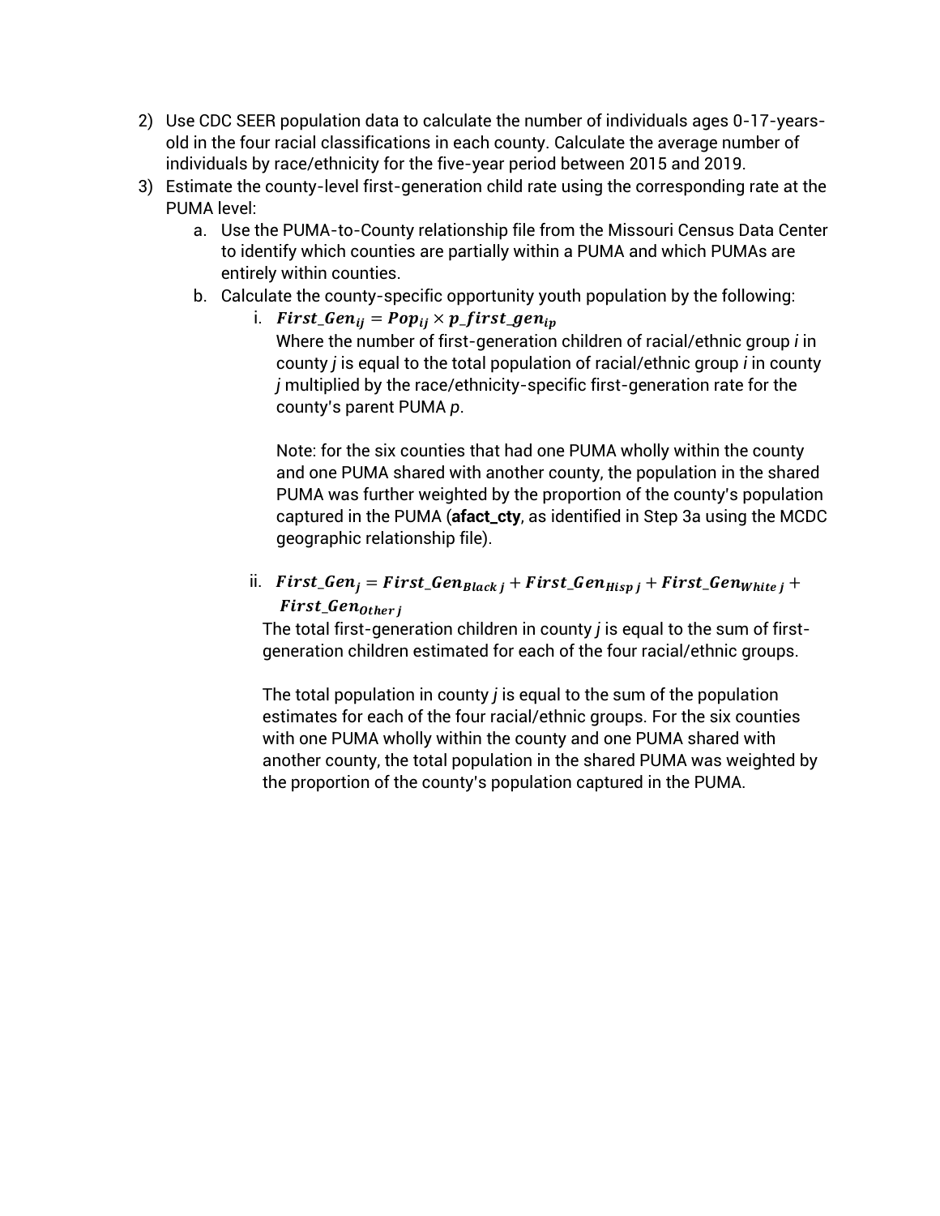2) Use CDC SEER population data to calculate the number of individuals ages 0-17-years-old in the four racial classifications in each county. Calculate the average number of individuals by race/ethnicity for the five-year period between 2015 and 2019.
3) Estimate the county-level first-generation child rate using the corresponding rate at the PUMA level:
   a. Use the PUMA-to-County relationship file from the Missouri Census Data Center to identify which counties are partially within a PUMA and which PUMAs are entirely within counties.
   b. Calculate the county-specific opportunity youth population by the following:
      i. $\boldsymbol{First\_Gen_{ij} = Pop_{ij} \times p\_first\_gen_{ip}}$
         Where the number of first-generation children of racial/ethnic group *i* in county *j* is equal to the total population of racial/ethnic group *i* in county *j* multiplied by the race/ethnicity-specific first-generation rate for the county's parent PUMA *p*.

         Note: for the six counties that had one PUMA wholly within the county and one PUMA shared with another county, the population in the shared PUMA was further weighted by the proportion of the county's population captured in the PUMA (**afact_cty**, as identified in Step 3a using the MCDC geographic relationship file).

      ii. $\boldsymbol{First\_Gen_{j} = First\_Gen_{Black\ j} + First\_Gen_{Hisp\ j} + First\_Gen_{White\ j} + First\_Gen_{Other\ j}}$
         The total first-generation children in county *j* is equal to the sum of first-generation children estimated for each of the four racial/ethnic groups.

         The total population in county *j* is equal to the sum of the population estimates for each of the four racial/ethnic groups. For the six counties with one PUMA wholly within the county and one PUMA shared with another county, the total population in the shared PUMA was weighted by the proportion of the county's population captured in the PUMA.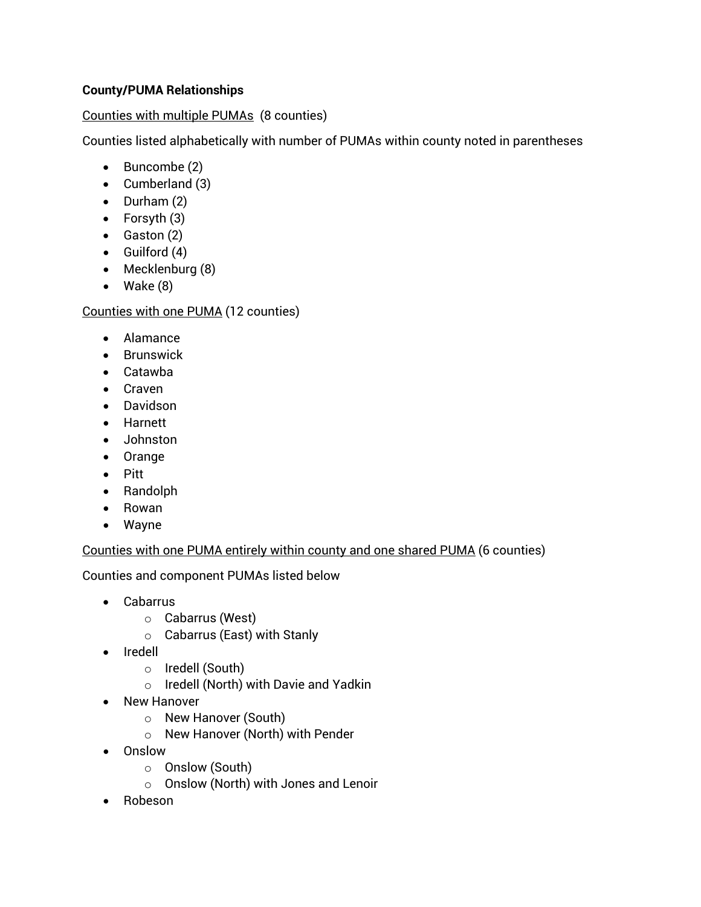**County/PUMA Relationships**

<u>Counties with multiple PUMAs</u> (8 counties)

Counties listed alphabetically with number of PUMAs within county noted in parentheses

- Buncombe (2)
- Cumberland (3)
- Durham (2)
- Forsyth (3)
- Gaston (2)
- Guilford (4)
- Mecklenburg (8)
- Wake (8)

<u>Counties with one PUMA</u> (12 counties)

- Alamance
- Brunswick
- Catawba
- Craven
- Davidson
- Harnett
- Johnston
- Orange
- Pitt
- Randolph
- Rowan
- Wayne

<u>Counties with one PUMA entirely within county and one shared PUMA</u> (6 counties)

Counties and component PUMAs listed below

- Cabarrus
  - Cabarrus (West)
  - Cabarrus (East) with Stanly
- Iredell
  - Iredell (South)
  - Iredell (North) with Davie and Yadkin
- New Hanover
  - New Hanover (South)
  - New Hanover (North) with Pender
- Onslow
  - Onslow (South)
  - Onslow (North) with Jones and Lenoir
- Robeson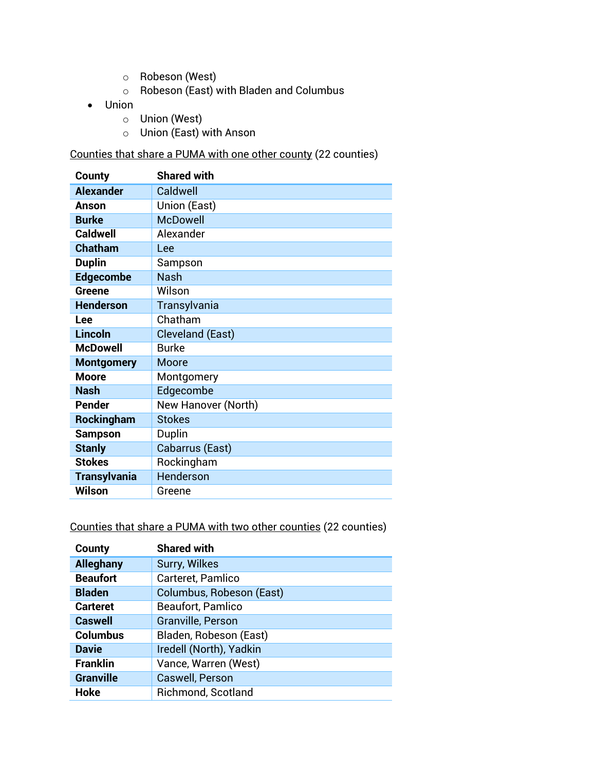- Robeson (West)
  - Robeson (East) with Bladen and Columbus
- Union
  - Union (West)
  - Union (East) with Anson

Counties that share a PUMA with one other county (22 counties)

| County | Shared with |
|---|---|
| **Alexander** | Caldwell |
| **Anson** | Union (East) |
| **Burke** | McDowell |
| **Caldwell** | Alexander |
| **Chatham** | Lee |
| **Duplin** | Sampson |
| **Edgecombe** | Nash |
| **Greene** | Wilson |
| **Henderson** | Transylvania |
| **Lee** | Chatham |
| **Lincoln** | Cleveland (East) |
| **McDowell** | Burke |
| **Montgomery** | Moore |
| **Moore** | Montgomery |
| **Nash** | Edgecombe |
| **Pender** | New Hanover (North) |
| **Rockingham** | Stokes |
| **Sampson** | Duplin |
| **Stanly** | Cabarrus (East) |
| **Stokes** | Rockingham |
| **Transylvania** | Henderson |
| **Wilson** | Greene |

Counties that share a PUMA with two other counties (22 counties)

| County | Shared with |
|---|---|
| **Alleghany** | Surry, Wilkes |
| **Beaufort** | Carteret, Pamlico |
| **Bladen** | Columbus, Robeson (East) |
| **Carteret** | Beaufort, Pamlico |
| **Caswell** | Granville, Person |
| **Columbus** | Bladen, Robeson (East) |
| **Davie** | Iredell (North), Yadkin |
| **Franklin** | Vance, Warren (West) |
| **Granville** | Caswell, Person |
| **Hoke** | Richmond, Scotland |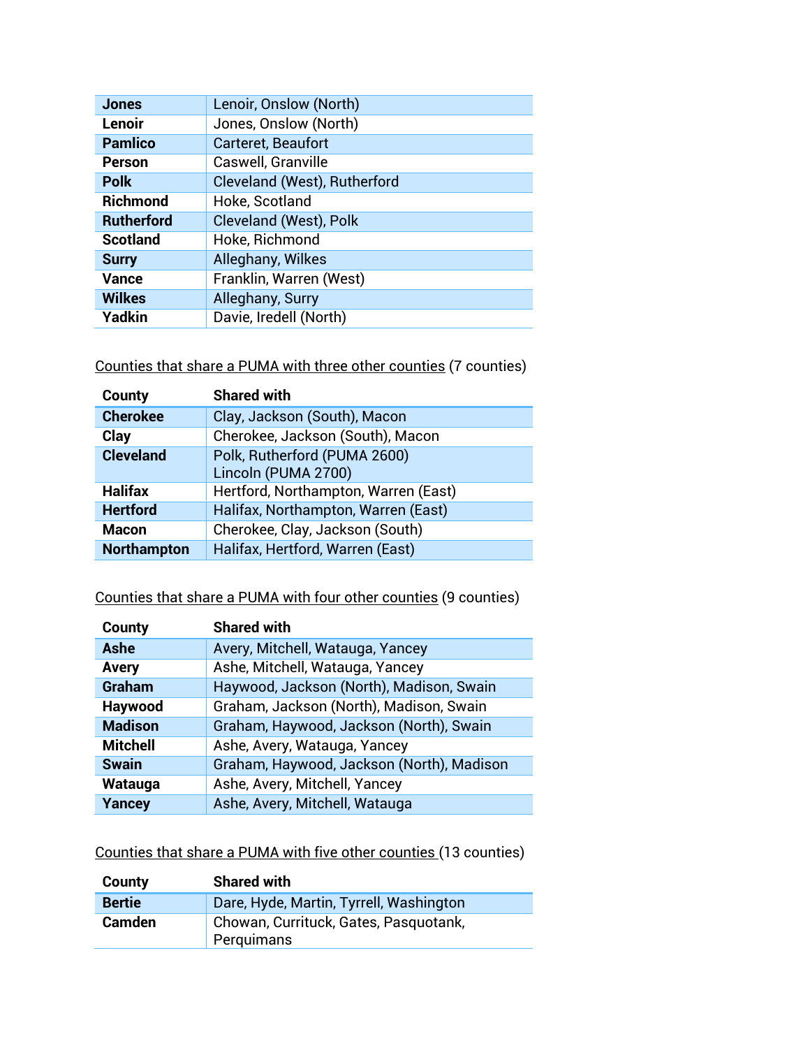| | |
|---|---|
| **Jones** | Lenoir, Onslow (North) |
| **Lenoir** | Jones, Onslow (North) |
| **Pamlico** | Carteret, Beaufort |
| **Person** | Caswell, Granville |
| **Polk** | Cleveland (West), Rutherford |
| **Richmond** | Hoke, Scotland |
| **Rutherford** | Cleveland (West), Polk |
| **Scotland** | Hoke, Richmond |
| **Surry** | Alleghany, Wilkes |
| **Vance** | Franklin, Warren (West) |
| **Wilkes** | Alleghany, Surry |
| **Yadkin** | Davie, Iredell (North) |

<u>Counties that share a PUMA with three other counties</u> (7 counties)

| County | Shared with |
|---|---|
| **Cherokee** | Clay, Jackson (South), Macon |
| **Clay** | Cherokee, Jackson (South), Macon |
| **Cleveland** | Polk, Rutherford (PUMA 2600)<br>Lincoln (PUMA 2700) |
| **Halifax** | Hertford, Northampton, Warren (East) |
| **Hertford** | Halifax, Northampton, Warren (East) |
| **Macon** | Cherokee, Clay, Jackson (South) |
| **Northampton** | Halifax, Hertford, Warren (East) |

<u>Counties that share a PUMA with four other counties</u> (9 counties)

| County | Shared with |
|---|---|
| **Ashe** | Avery, Mitchell, Watauga, Yancey |
| **Avery** | Ashe, Mitchell, Watauga, Yancey |
| **Graham** | Haywood, Jackson (North), Madison, Swain |
| **Haywood** | Graham, Jackson (North), Madison, Swain |
| **Madison** | Graham, Haywood, Jackson (North), Swain |
| **Mitchell** | Ashe, Avery, Watauga, Yancey |
| **Swain** | Graham, Haywood, Jackson (North), Madison |
| **Watauga** | Ashe, Avery, Mitchell, Yancey |
| **Yancey** | Ashe, Avery, Mitchell, Watauga |

<u>Counties that share a PUMA with five other counties</u> (13 counties)

| County | Shared with |
|---|---|
| **Bertie** | Dare, Hyde, Martin, Tyrrell, Washington |
| **Camden** | Chowan, Currituck, Gates, Pasquotank, Perquimans |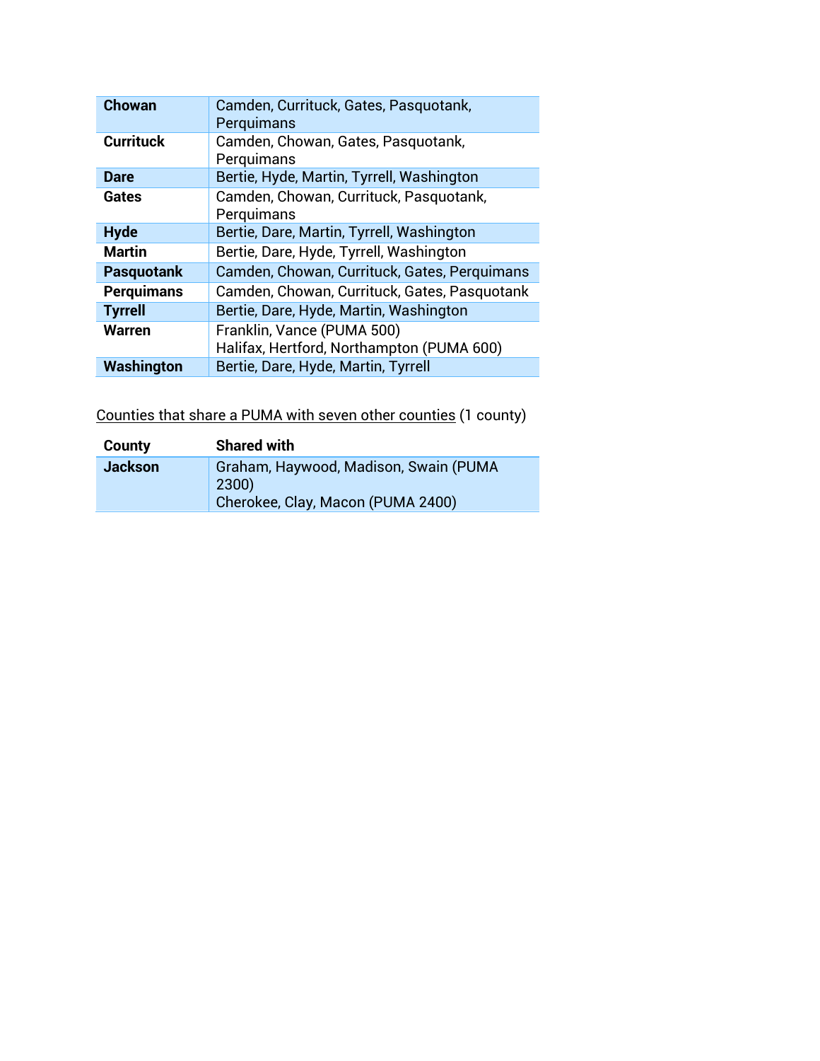| | |
|---|---|
| **Chowan** | Camden, Currituck, Gates, Pasquotank, Perquimans |
| **Currituck** | Camden, Chowan, Gates, Pasquotank, Perquimans |
| **Dare** | Bertie, Hyde, Martin, Tyrrell, Washington |
| **Gates** | Camden, Chowan, Currituck, Pasquotank, Perquimans |
| **Hyde** | Bertie, Dare, Martin, Tyrrell, Washington |
| **Martin** | Bertie, Dare, Hyde, Tyrrell, Washington |
| **Pasquotank** | Camden, Chowan, Currituck, Gates, Perquimans |
| **Perquimans** | Camden, Chowan, Currituck, Gates, Pasquotank |
| **Tyrrell** | Bertie, Dare, Hyde, Martin, Washington |
| **Warren** | Franklin, Vance (PUMA 500)<br>Halifax, Hertford, Northampton (PUMA 600) |
| **Washington** | Bertie, Dare, Hyde, Martin, Tyrrell |

<u>Counties that share a PUMA with seven other counties</u> (1 county)

| County | Shared with |
|---|---|
| **Jackson** | Graham, Haywood, Madison, Swain (PUMA 2300)<br>Cherokee, Clay, Macon (PUMA 2400) |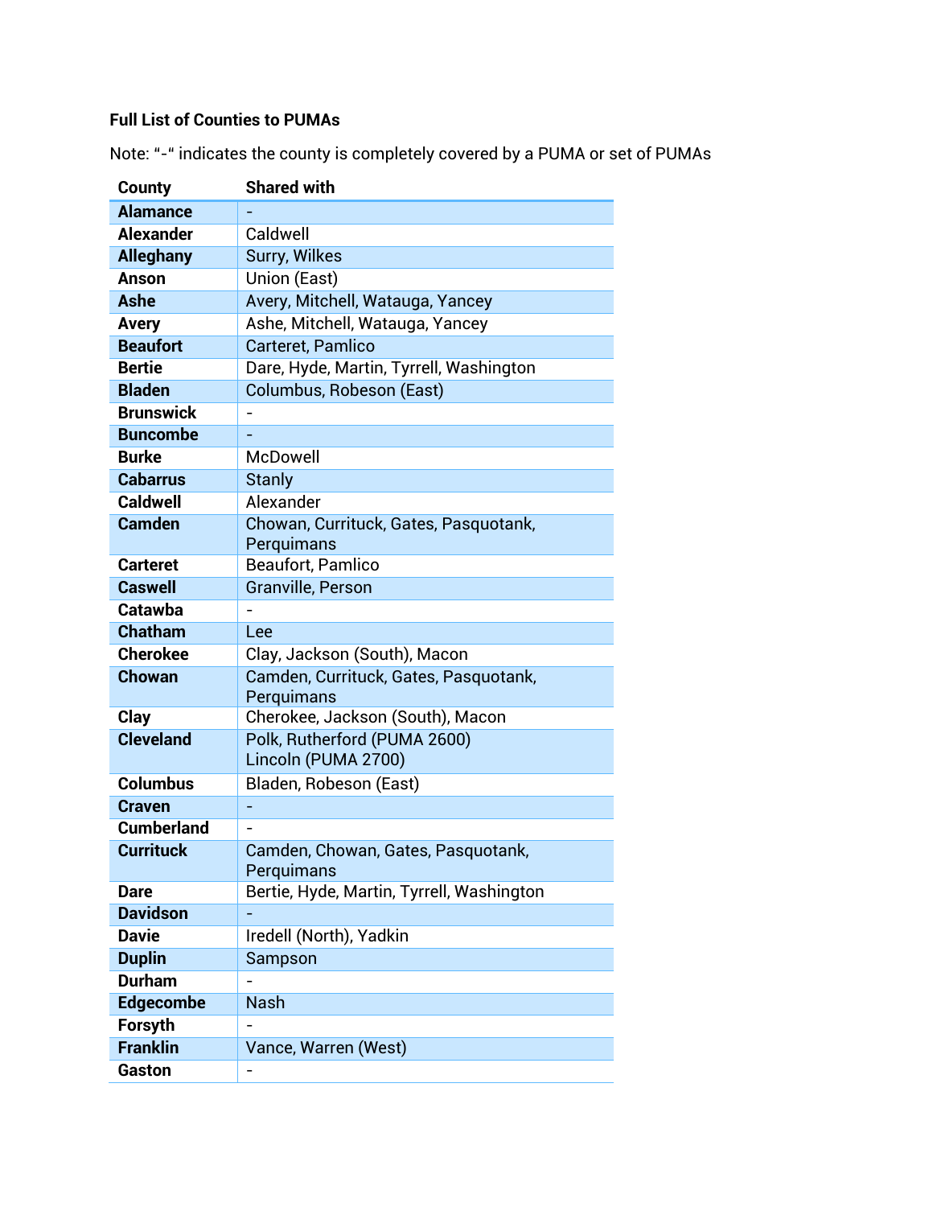**Full List of Counties to PUMAs**

Note: "-" indicates the county is completely covered by a PUMA or set of PUMAs

| County | Shared with |
|---|---|
| **Alamance** | - |
| **Alexander** | Caldwell |
| **Alleghany** | Surry, Wilkes |
| **Anson** | Union (East) |
| **Ashe** | Avery, Mitchell, Watauga, Yancey |
| **Avery** | Ashe, Mitchell, Watauga, Yancey |
| **Beaufort** | Carteret, Pamlico |
| **Bertie** | Dare, Hyde, Martin, Tyrrell, Washington |
| **Bladen** | Columbus, Robeson (East) |
| **Brunswick** | - |
| **Buncombe** | - |
| **Burke** | McDowell |
| **Cabarrus** | Stanly |
| **Caldwell** | Alexander |
| **Camden** | Chowan, Currituck, Gates, Pasquotank, Perquimans |
| **Carteret** | Beaufort, Pamlico |
| **Caswell** | Granville, Person |
| **Catawba** | - |
| **Chatham** | Lee |
| **Cherokee** | Clay, Jackson (South), Macon |
| **Chowan** | Camden, Currituck, Gates, Pasquotank, Perquimans |
| **Clay** | Cherokee, Jackson (South), Macon |
| **Cleveland** | Polk, Rutherford (PUMA 2600)<br>Lincoln (PUMA 2700) |
| **Columbus** | Bladen, Robeson (East) |
| **Craven** | - |
| **Cumberland** | - |
| **Currituck** | Camden, Chowan, Gates, Pasquotank, Perquimans |
| **Dare** | Bertie, Hyde, Martin, Tyrrell, Washington |
| **Davidson** | - |
| **Davie** | Iredell (North), Yadkin |
| **Duplin** | Sampson |
| **Durham** | - |
| **Edgecombe** | Nash |
| **Forsyth** | - |
| **Franklin** | Vance, Warren (West) |
| **Gaston** | - |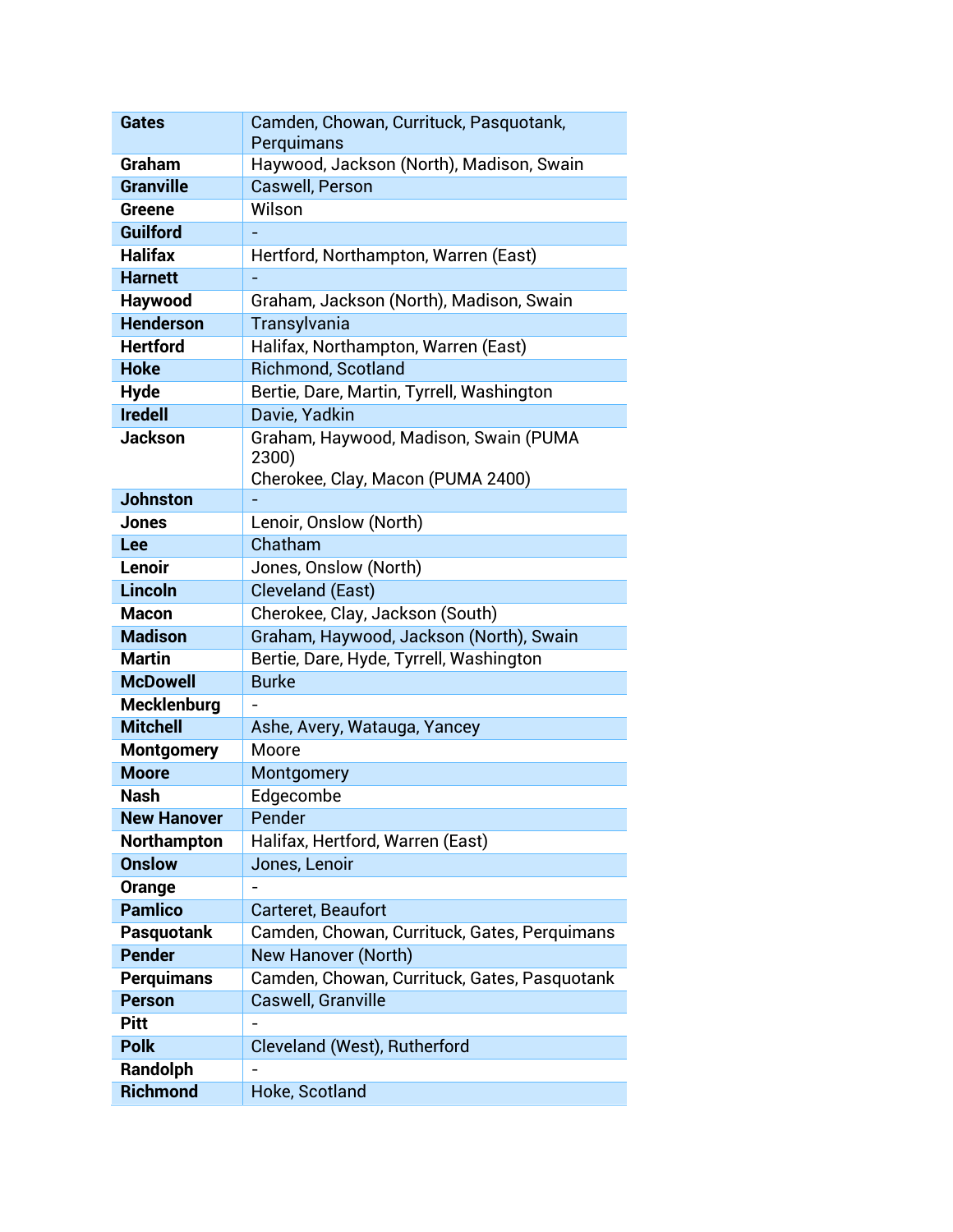| | |
|---|---|
| **Gates** | Camden, Chowan, Currituck, Pasquotank, Perquimans |
| **Graham** | Haywood, Jackson (North), Madison, Swain |
| **Granville** | Caswell, Person |
| **Greene** | Wilson |
| **Guilford** | - |
| **Halifax** | Hertford, Northampton, Warren (East) |
| **Harnett** | - |
| **Haywood** | Graham, Jackson (North), Madison, Swain |
| **Henderson** | Transylvania |
| **Hertford** | Halifax, Northampton, Warren (East) |
| **Hoke** | Richmond, Scotland |
| **Hyde** | Bertie, Dare, Martin, Tyrrell, Washington |
| **Iredell** | Davie, Yadkin |
| **Jackson** | Graham, Haywood, Madison, Swain (PUMA 2300)<br>Cherokee, Clay, Macon (PUMA 2400) |
| **Johnston** | - |
| **Jones** | Lenoir, Onslow (North) |
| **Lee** | Chatham |
| **Lenoir** | Jones, Onslow (North) |
| **Lincoln** | Cleveland (East) |
| **Macon** | Cherokee, Clay, Jackson (South) |
| **Madison** | Graham, Haywood, Jackson (North), Swain |
| **Martin** | Bertie, Dare, Hyde, Tyrrell, Washington |
| **McDowell** | Burke |
| **Mecklenburg** | - |
| **Mitchell** | Ashe, Avery, Watauga, Yancey |
| **Montgomery** | Moore |
| **Moore** | Montgomery |
| **Nash** | Edgecombe |
| **New Hanover** | Pender |
| **Northampton** | Halifax, Hertford, Warren (East) |
| **Onslow** | Jones, Lenoir |
| **Orange** | - |
| **Pamlico** | Carteret, Beaufort |
| **Pasquotank** | Camden, Chowan, Currituck, Gates, Perquimans |
| **Pender** | New Hanover (North) |
| **Perquimans** | Camden, Chowan, Currituck, Gates, Pasquotank |
| **Person** | Caswell, Granville |
| **Pitt** | - |
| **Polk** | Cleveland (West), Rutherford |
| **Randolph** | - |
| **Richmond** | Hoke, Scotland |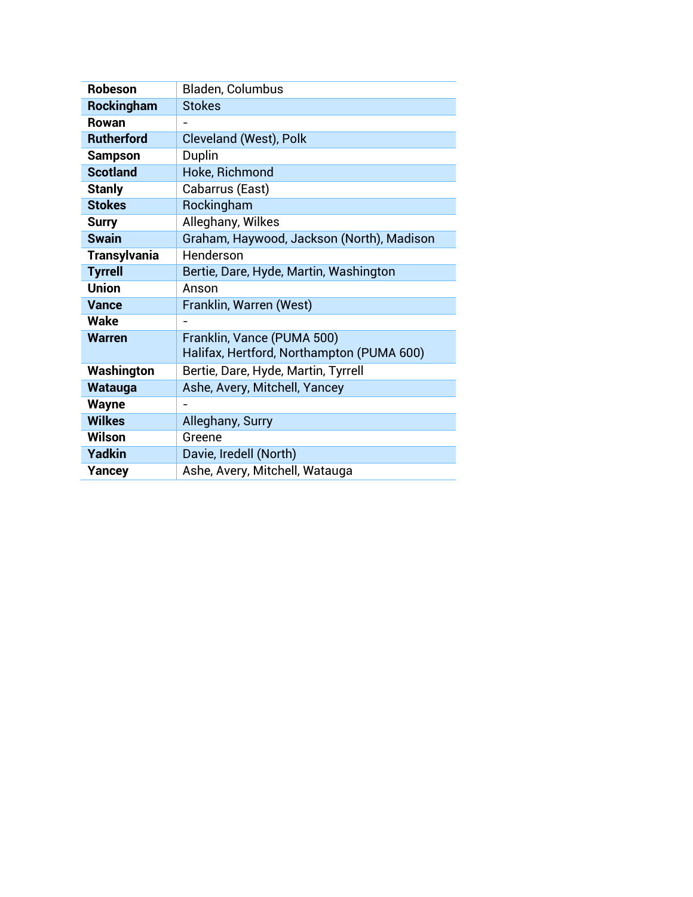| | |
|---|---|
| **Robeson** | Bladen, Columbus |
| **Rockingham** | Stokes |
| **Rowan** | - |
| **Rutherford** | Cleveland (West), Polk |
| **Sampson** | Duplin |
| **Scotland** | Hoke, Richmond |
| **Stanly** | Cabarrus (East) |
| **Stokes** | Rockingham |
| **Surry** | Alleghany, Wilkes |
| **Swain** | Graham, Haywood, Jackson (North), Madison |
| **Transylvania** | Henderson |
| **Tyrrell** | Bertie, Dare, Hyde, Martin, Washington |
| **Union** | Anson |
| **Vance** | Franklin, Warren (West) |
| **Wake** | - |
| **Warren** | Franklin, Vance (PUMA 500)<br>Halifax, Hertford, Northampton (PUMA 600) |
| **Washington** | Bertie, Dare, Hyde, Martin, Tyrrell |
| **Watauga** | Ashe, Avery, Mitchell, Yancey |
| **Wayne** | - |
| **Wilkes** | Alleghany, Surry |
| **Wilson** | Greene |
| **Yadkin** | Davie, Iredell (North) |
| **Yancey** | Ashe, Avery, Mitchell, Watauga |